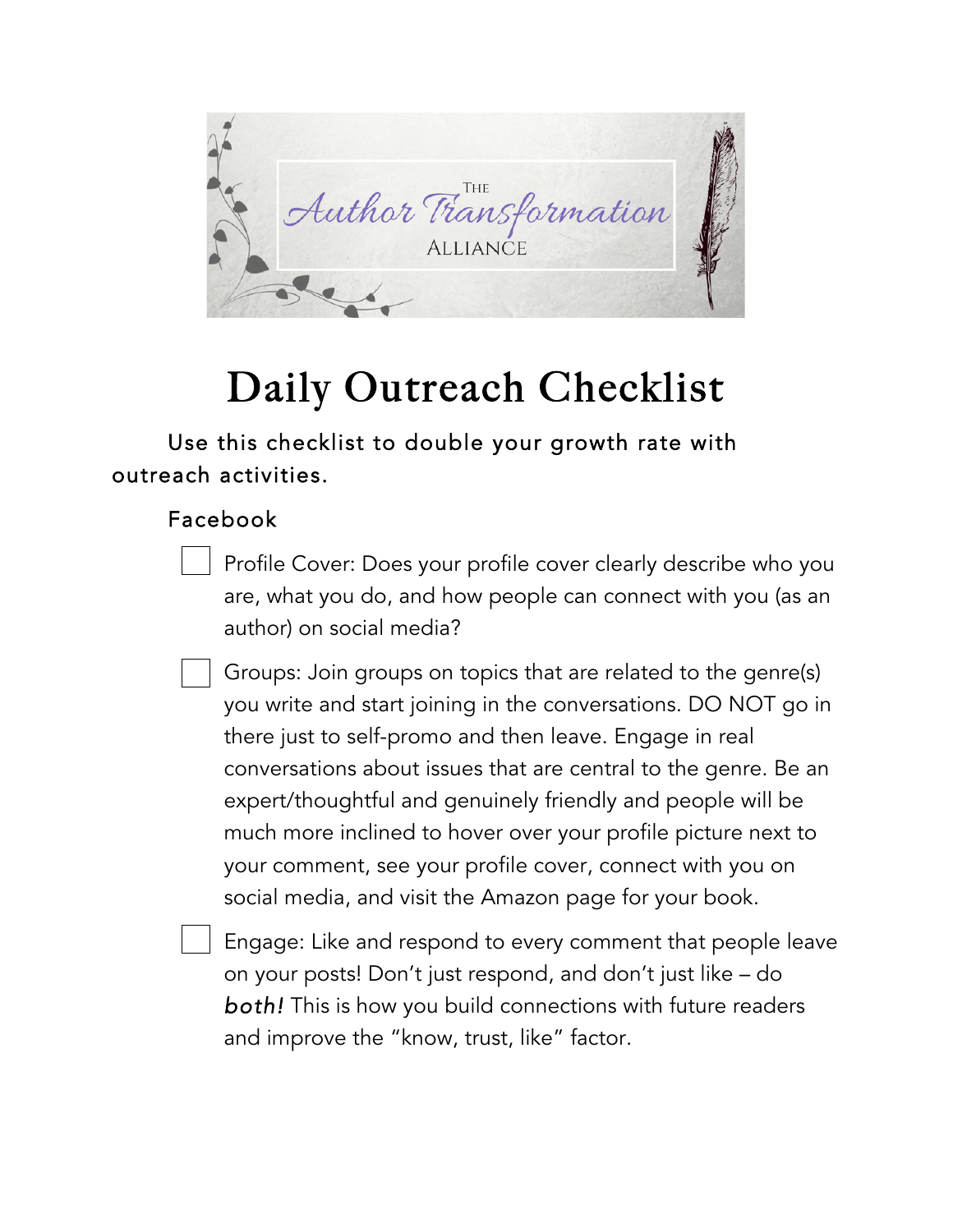The Author Transformation Alliance

# Daily Outreach Checklist

Use this checklist to double your growth rate with outreach activities.

## Facebook

- [ ] Profile Cover: Does your profile cover clearly describe who you are, what you do, and how people can connect with you (as an author) on social media?
- [ ] Groups: Join groups on topics that are related to the genre(s) you write and start joining in the conversations. DO NOT go in there just to self-promo and then leave. Engage in real conversations about issues that are central to the genre. Be an expert/thoughtful and genuinely friendly and people will be much more inclined to hover over your profile picture next to your comment, see your profile cover, connect with you on social media, and visit the Amazon page for your book.
- [ ] Engage: Like and respond to every comment that people leave on your posts! Don't just respond, and don't just like – do *both!* This is how you build connections with future readers and improve the "know, trust, like" factor.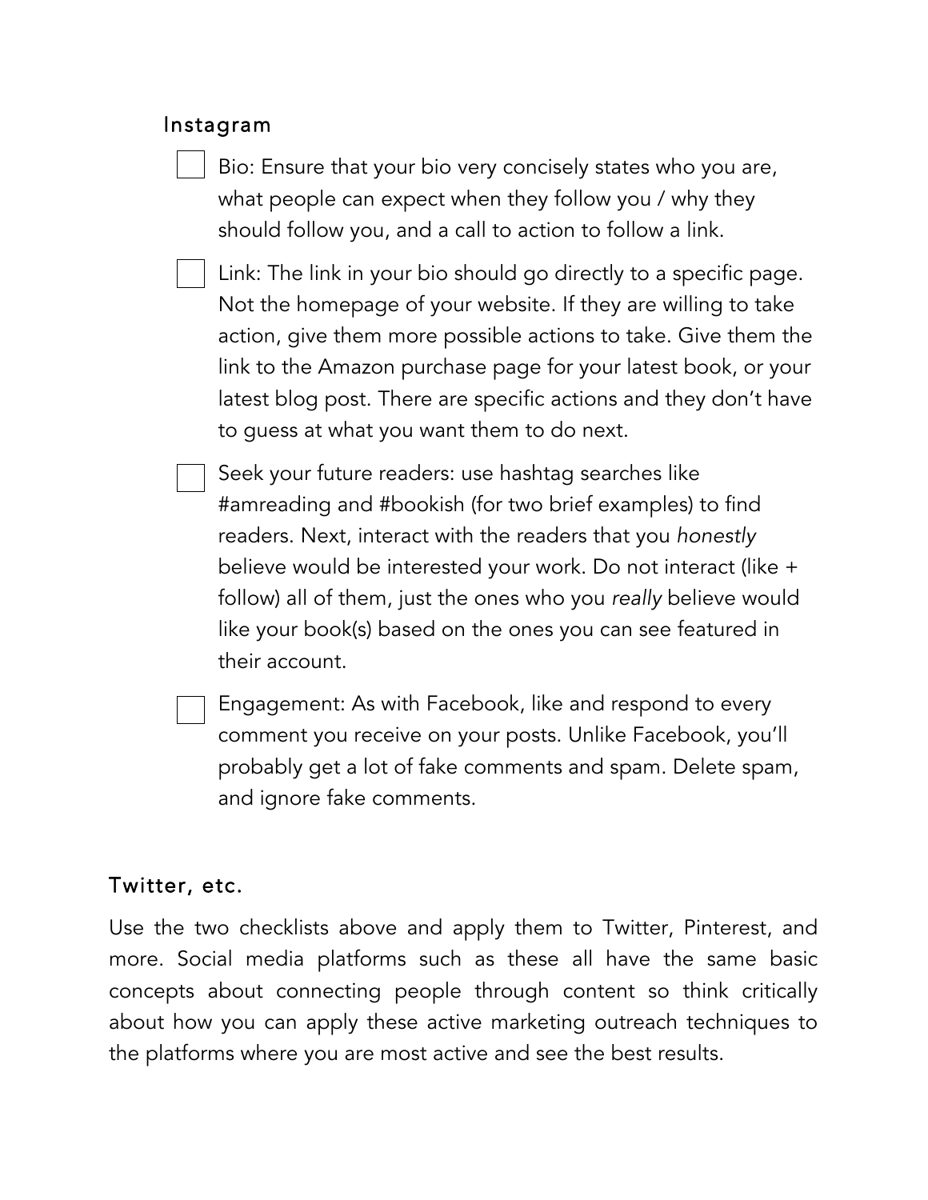## Instagram

- [ ] Bio: Ensure that your bio very concisely states who you are, what people can expect when they follow you / why they should follow you, and a call to action to follow a link.
- [ ] Link: The link in your bio should go directly to a specific page. Not the homepage of your website. If they are willing to take action, give them more possible actions to take. Give them the link to the Amazon purchase page for your latest book, or your latest blog post. There are specific actions and they don't have to guess at what you want them to do next.
- [ ] Seek your future readers: use hashtag searches like #amreading and #bookish (for two brief examples) to find readers. Next, interact with the readers that you *honestly* believe would be interested your work. Do not interact (like + follow) all of them, just the ones who you *really* believe would like your book(s) based on the ones you can see featured in their account.
- [ ] Engagement: As with Facebook, like and respond to every comment you receive on your posts. Unlike Facebook, you'll probably get a lot of fake comments and spam. Delete spam, and ignore fake comments.

## Twitter, etc.

Use the two checklists above and apply them to Twitter, Pinterest, and more. Social media platforms such as these all have the same basic concepts about connecting people through content so think critically about how you can apply these active marketing outreach techniques to the platforms where you are most active and see the best results.